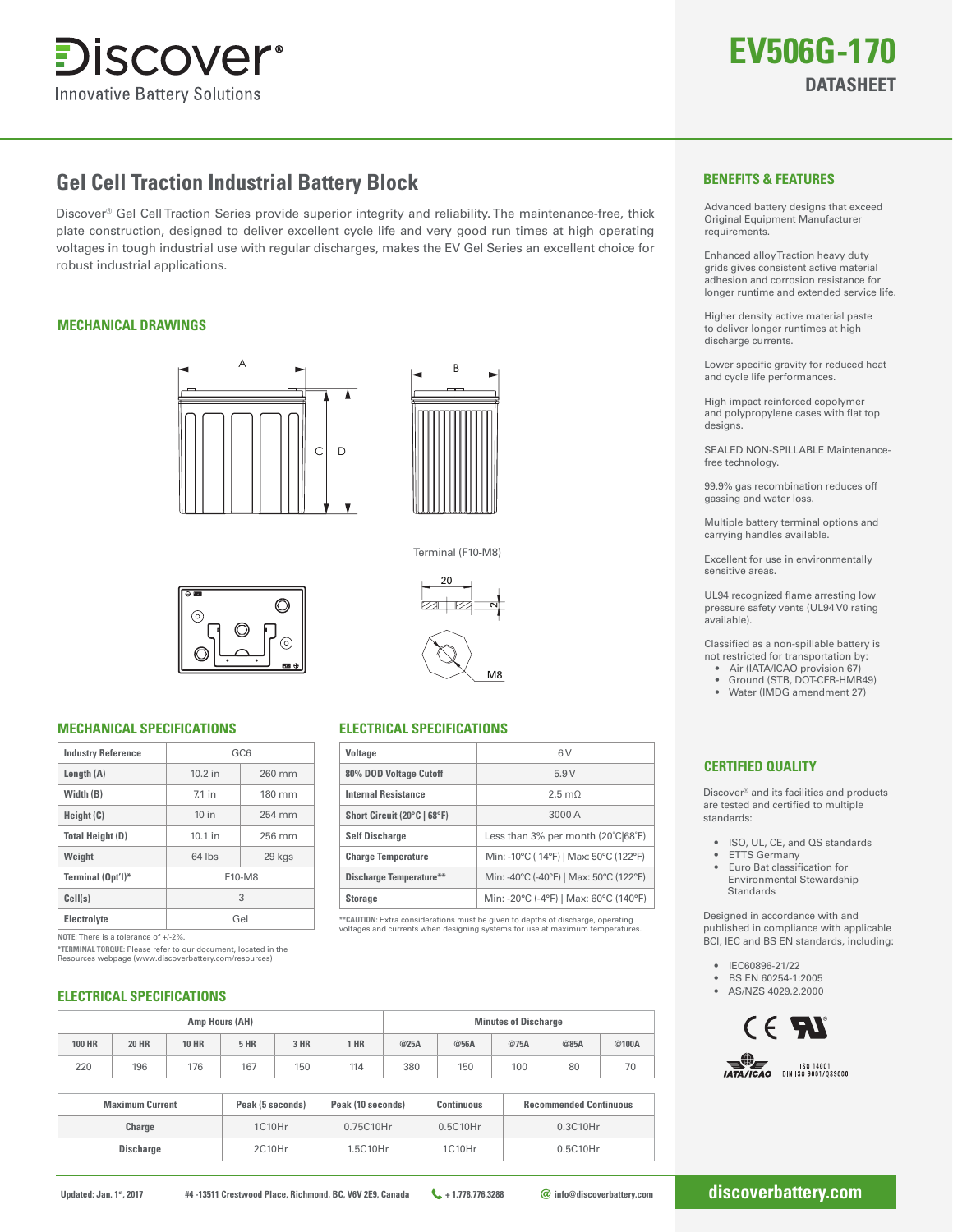# Discover®

Innovative Battery Solutions

# EV506G-170

## DATASHEET

## Gel Cell Traction Industrial Battery Block

Discover® Gel Cell Traction Series provide superior integrity and reliability. The maintenance-free, thick plate construction, designed to deliver excellent cycle life and very good run times at high operating voltages in tough industrial use with regular discharges, makes the EV Gel Series an excellent choice for robust industrial applications.

### MECHANICAL DRAWINGS

A B C D

Terminal (F10-M8)

20

2

M8

### MECHANICAL SPECIFICATIONS

| Industry Reference | GC6 | |
|---|---|---|
| Length (A) | 10.2 in | 260 mm |
| Width (B) | 7.1 in | 180 mm |
| Height (C) | 10 in | 254 mm |
| Total Height (D) | 10.1 in | 256 mm |
| Weight | 64 lbs | 29 kgs |
| Terminal (Opt'l)* | F10-M8 | |
| Cell(s) | 3 | |
| Electrolyte | Gel | |

NOTE: There is a tolerance of +/-2%.

*TERMINAL TORQUE: Please refer to our document, located in the Resources webpage (www.discoverbattery.com/resources)

### ELECTRICAL SPECIFICATIONS

| Voltage | 6 V |
|---|---|
| 80% DOD Voltage Cutoff | 5.9 V |
| Internal Resistance | 2.5 mΩ |
| Short Circuit (20°C \| 68°F) | 3000 A |
| Self Discharge | Less than 3% per month (20˚C\|68˚F) |
| Charge Temperature | Min: -10°C ( 14°F) \| Max: 50°C (122°F) |
| Discharge Temperature** | Min: -40°C (-40°F) \| Max: 50°C (122°F) |
| Storage | Min: -20°C (-4°F) \| Max: 60°C (140°F) |

**CAUTION: Extra considerations must be given to depths of discharge, operating voltages and currents when designing systems for use at maximum temperatures.

### ELECTRICAL SPECIFICATIONS

| Amp Hours (AH) | | | | | | Minutes of Discharge | | | | |
|---|---|---|---|---|---|---|---|---|---|---|
| 100 HR | 20 HR | 10 HR | 5 HR | 3 HR | 1 HR | @25A | @56A | @75A | @85A | @100A |
| 220 | 196 | 176 | 167 | 150 | 114 | 380 | 150 | 100 | 80 | 70 |

| Maximum Current | Peak (5 seconds) | Peak (10 seconds) | Continuous | Recommended Continuous |
|---|---|---|---|---|
| Charge | 1C10Hr | 0.75C10Hr | 0.5C10Hr | 0.3C10Hr |
| Discharge | 2C10Hr | 1.5C10Hr | 1C10Hr | 0.5C10Hr |

### BENEFITS & FEATURES

Advanced battery designs that exceed Original Equipment Manufacturer requirements.

Enhanced alloy Traction heavy duty grids gives consistent active material adhesion and corrosion resistance for longer runtime and extended service life.

Higher density active material paste to deliver longer runtimes at high discharge currents.

Lower specific gravity for reduced heat and cycle life performances.

High impact reinforced copolymer and polypropylene cases with flat top designs.

SEALED NON-SPILLABLE Maintenance-free technology.

99.9% gas recombination reduces off gassing and water loss.

Multiple battery terminal options and carrying handles available.

Excellent for use in environmentally sensitive areas.

UL94 recognized flame arresting low pressure safety vents (UL94 V0 rating available).

Classified as a non-spillable battery is not restricted for transportation by:

- Air (IATA/ICAO provision 67)
- Ground (STB, DOT-CFR-HMR49)
- Water (IMDG amendment 27)

### CERTIFIED QUALITY

Discover® and its facilities and products are tested and certified to multiple standards:

- ISO, UL, CE, and QS standards
- ETTS Germany
- Euro Bat classification for Environmental Stewardship Standards

Designed in accordance with and published in compliance with applicable BCI, IEC and BS EN standards, including:

- IEC60896-21/22
- BS EN 60254-1:2005
- AS/NZS 4029.2.2000

IATA/ICAO ISO 14001 DIN ISO 9001/QS9000

Updated: Jan. 1st, 2017 #4 -13511 Crestwood Place, Richmond, BC, V6V 2E9, Canada + 1.778.776.3288 info@discoverbattery.com discoverbattery.com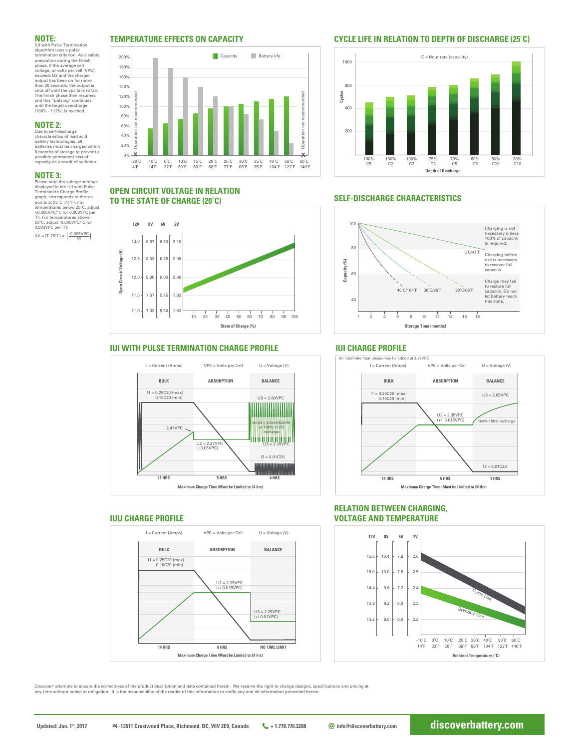## NOTE:

IUI with Pulse Termination algorithm uses a pulse termination criterion. As a safety precaution during the Finish phase, if the average cell voltage, or volts per cell (VPC), exceeds U2 and the charger output has been on for more than 30 seconds, the output is shut off until the vpc falls to U3. The finish phase then resumes and this "pulsing" continues until the target overcharge (108% - 112%) is reached.

## NOTE 2:

Due to self-discharge characteristics of lead acid battery technologies, all batteries must be charged within 6 months of storage to prevent a possible permanent loss of capacity as a result of sulfation.

## NOTE 3:

Please note the voltage settings displayed in the IUI with Pulse Termination Charge Profile graph, corresponds to the set points at 25°C (77°F). For temperatures below 25°C, adjust +0.005VPC/°C (or 0.003VPC per °F). For temperatures above 25°C, adjust -0.005VPC/°C (or 0.003VPC per °F).

$$\Delta V = (T-25°C) \times \left(\frac{-0.005VPC}{°C}\right)$$

## TEMPERATURE EFFECTS ON CAPACITY

Capacity
Battery life
200%
180%
160%
140%
120%
100%
80%
60%
40%
20%
0%
Operation not recommended
Operation not recommended
-20°C -4°F
-10°C -14°F
0°C 32°F
10°C 50°F
15°C 60°F
20°C 68°F
25°C 77°F
30°C 86°F
35°C 95°F
40°C 104°F
50°C 122°F
60°C 140°F

## CYCLE LIFE IN RELATION TO DEPTH OF DISCHARGE (25°C)

C = Hour rate (capacity)
Cycles
1600
800
400
200
100% C5
100% C3
100% C2
75% C3
70% C5
60% C5
50% C10
30% C10
Depth of Discharge

## OPEN CIRCUIT VOLTAGE IN RELATION TO THE STATE OF CHARGE (20°C)

12V 8V 6V 2V
13.0 8.67 6.50 2.16
12.5 8.33 6.25 2.08
12.0 8.00 6.00 2.00
11.5 7.67 5.75 1.92
11.0 7.33 5.50 1.83
Open Circuit Voltage (V)
10 20 30 40 50 60 70 80 90 100
State of Charge (%)

## SELF-DISCHARGE CHARACTERISTICS

Capacity (%)
100
80
60
40
Charging is not necessary unless 100% of capacity is required.
Charging before use is necessary to recover full capacity.
Charge may fail to restore full capacity. Do not let battery reach this state.
5°C/41°F
40°C/104°F
30°C/86°F
20°C/68°F
1 2 4 6 8 10 12 14 16 18
Storage Time (months)

## IUI WITH PULSE TERMINATION CHARGE PROFILE

I = Current (Amps)
VPC = Volts per Cell
U = Voltage (V)
BULK
ABSORPTION
BALANCE
I1 = 0.25C20 (max) 0.10C20 (min)
U3 = 2.60VPC
2.41VPC
Dv/Dt = 2.5mV/Cell/Hr or 108%-112% recharge
U2 = 2.37VPC (±0.05VPC)
U3 = 2.35VPC
I3 = 0.01C20
18 HRS
5 HRS
4 HRS
Maximum Charge Time (Must be Limited to 24 hrs)

## IUI CHARGE PROFILE

An indefinite float phase may be added at 2.27VPC
I = Current (Amps)
VPC = Volts per Cell
U = Voltage (V)
BULK
ABSORPTION
BALANCE
I1 = 0.25C20 (max) 0.10C20 (min)
U3 = 2.65VPC
U2 = 2.35VPC (+/- 0.015VPC)
104%-108% recharge
I3 = 0.01C20
14 HRS
5 HRS
4 HRS
Maximum Charge Time (Must be Limited to 24 hrs)

## IUU CHARGE PROFILE

I = Current (Amps)
VPC = Volts per Cell
U = Voltage (V)
BULK
ABSORPTION
BALANCE
I1 = 0.25C20 (max) 0.10C20 (min)
U2 = 2.35VPC (+/-0.015VPC)
U3 = 2.25VPC (+/-0.01VPC)
14 HRS
8 HRS
NO TIME LIMIT
Maximum Charge Time (Must be Limited to 24 hrs)

## RELATION BETWEEN CHARGING, VOLTAGE AND TEMPERATURE

12V 8V 6V 2V
15.6 10.4 7.8 2.6
15.0 10.0 7.5 2.5
14.4 9.6 7.2 2.4
13.8 9.2 6.9 2.3
13.2 8.8 6.6 2.2
Cycle Use
Standby Use
-10°C 14°F
0°C 32°F
10°C 50°F
20°C 68°F
30°C 86°F
40°C 104°F
50°C 122°F
60°C 140°F
Ambient Temperature (°C)

Discover® attempts to ensure the correctness of the product description and data contained herein. We reserve the right to change designs, specifications and pricing at any time without notice or obligation. It is the responsibility of the reader of this information to verify any and all information presented herein.

Updated: Jan. 1st, 2017 | #4 -13511 Crestwood Place, Richmond, BC, V6V 2E9, Canada | + 1.778.776.3288 | info@discoverbattery.com | discoverbattery.com